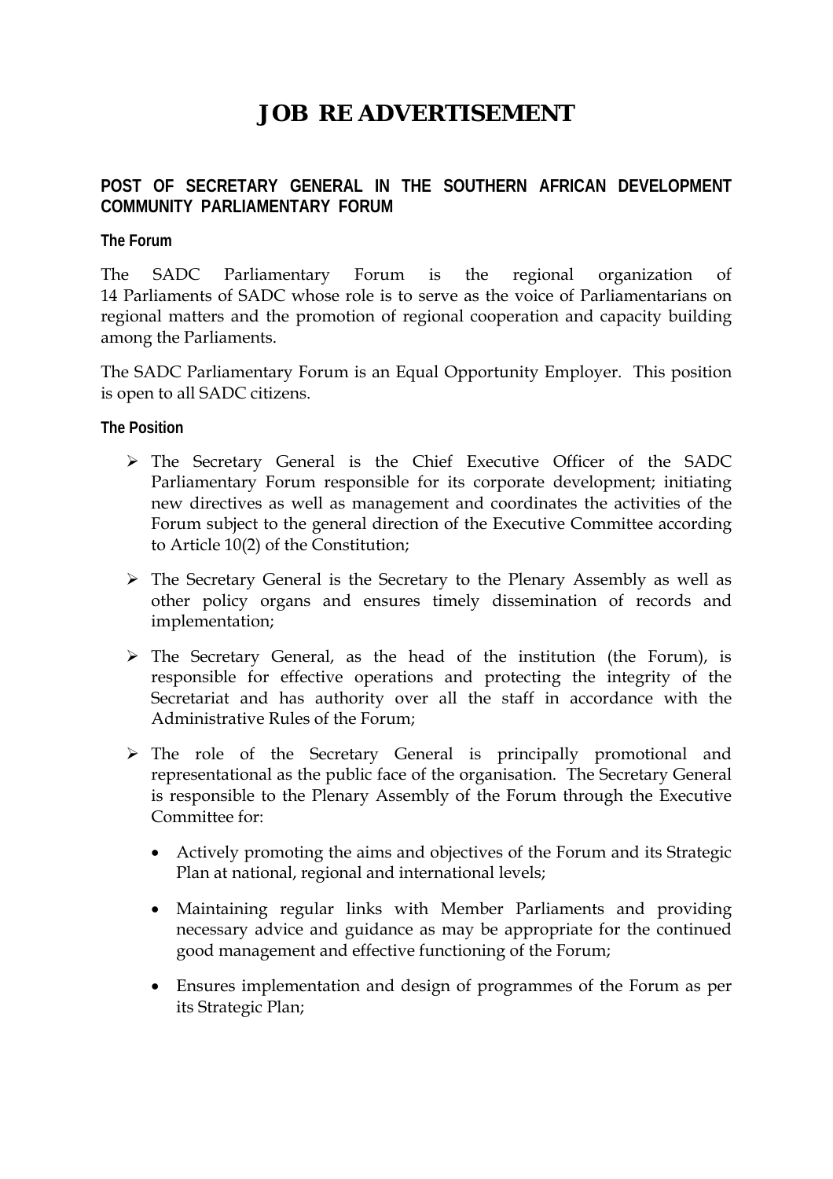# JOB RE ADVERTISEMENT

## POST OF SECRETARY GENERAL IN THE SOUTHERN AFRICAN DEVELOPMENT COMMUNITY PARLIAMENTARY FORUM

### The Forum

The SADC Parliamentary Forum is the regional organization of 14 Parliaments of SADC whose role is to serve as the voice of Parliamentarians on regional matters and the promotion of regional cooperation and capacity building among the Parliaments.

The SADC Parliamentary Forum is an Equal Opportunity Employer. This position is open to all SADC citizens.

### The Position

- The Secretary General is the Chief Executive Officer of the SADC Parliamentary Forum responsible for its corporate development; initiating new directives as well as management and coordinates the activities of the Forum subject to the general direction of the Executive Committee according to Article 10(2) of the Constitution;
- The Secretary General is the Secretary to the Plenary Assembly as well as other policy organs and ensures timely dissemination of records and implementation;
- The Secretary General, as the head of the institution (the Forum), is responsible for effective operations and protecting the integrity of the Secretariat and has authority over all the staff in accordance with the Administrative Rules of the Forum;
- The role of the Secretary General is principally promotional and representational as the public face of the organisation. The Secretary General is responsible to the Plenary Assembly of the Forum through the Executive Committee for:
  - Actively promoting the aims and objectives of the Forum and its Strategic Plan at national, regional and international levels;
  - Maintaining regular links with Member Parliaments and providing necessary advice and guidance as may be appropriate for the continued good management and effective functioning of the Forum;
  - Ensures implementation and design of programmes of the Forum as per its Strategic Plan;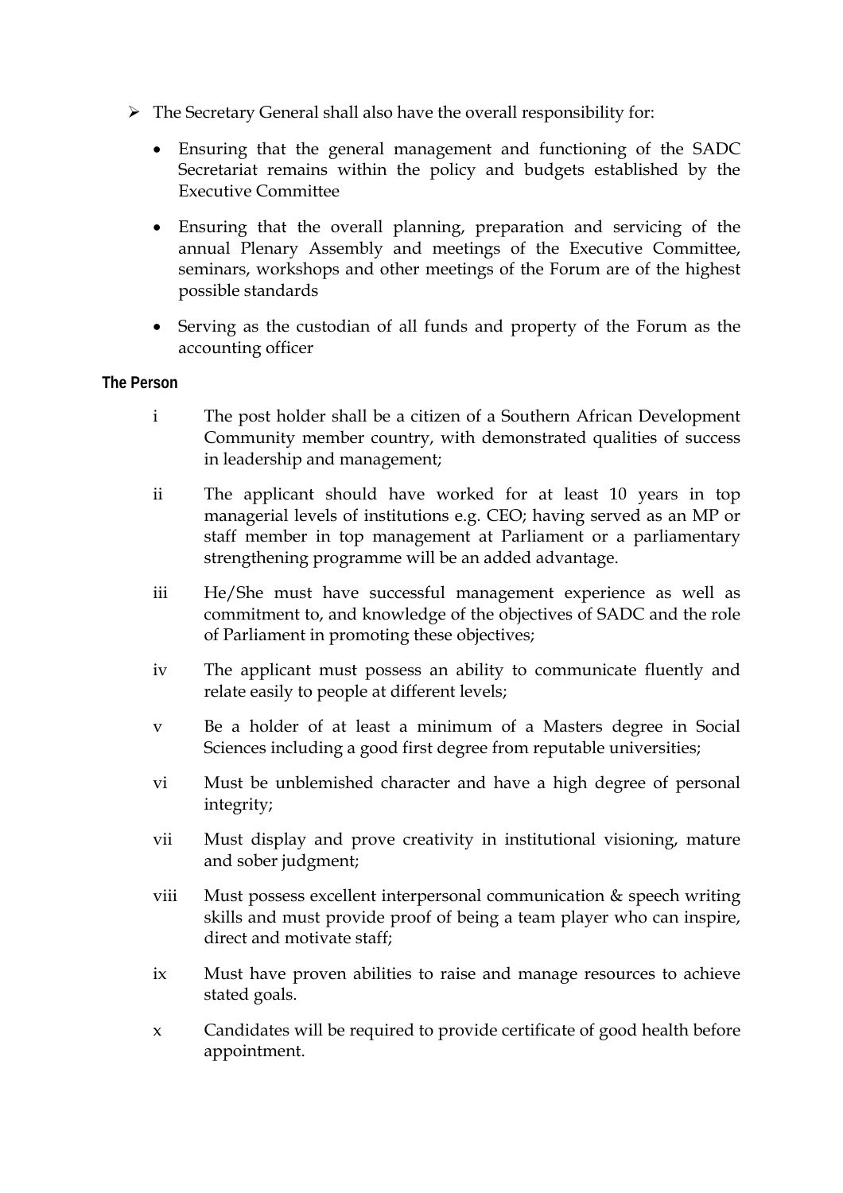- The Secretary General shall also have the overall responsibility for:
  - Ensuring that the general management and functioning of the SADC Secretariat remains within the policy and budgets established by the Executive Committee
  - Ensuring that the overall planning, preparation and servicing of the annual Plenary Assembly and meetings of the Executive Committee, seminars, workshops and other meetings of the Forum are of the highest possible standards
  - Serving as the custodian of all funds and property of the Forum as the accounting officer

**The Person**

i The post holder shall be a citizen of a Southern African Development Community member country, with demonstrated qualities of success in leadership and management;

ii The applicant should have worked for at least 10 years in top managerial levels of institutions e.g. CEO; having served as an MP or staff member in top management at Parliament or a parliamentary strengthening programme will be an added advantage.

iii He/She must have successful management experience as well as commitment to, and knowledge of the objectives of SADC and the role of Parliament in promoting these objectives;

iv The applicant must possess an ability to communicate fluently and relate easily to people at different levels;

v Be a holder of at least a minimum of a Masters degree in Social Sciences including a good first degree from reputable universities;

vi Must be unblemished character and have a high degree of personal integrity;

vii Must display and prove creativity in institutional visioning, mature and sober judgment;

viii Must possess excellent interpersonal communication & speech writing skills and must provide proof of being a team player who can inspire, direct and motivate staff;

ix Must have proven abilities to raise and manage resources to achieve stated goals.

x Candidates will be required to provide certificate of good health before appointment.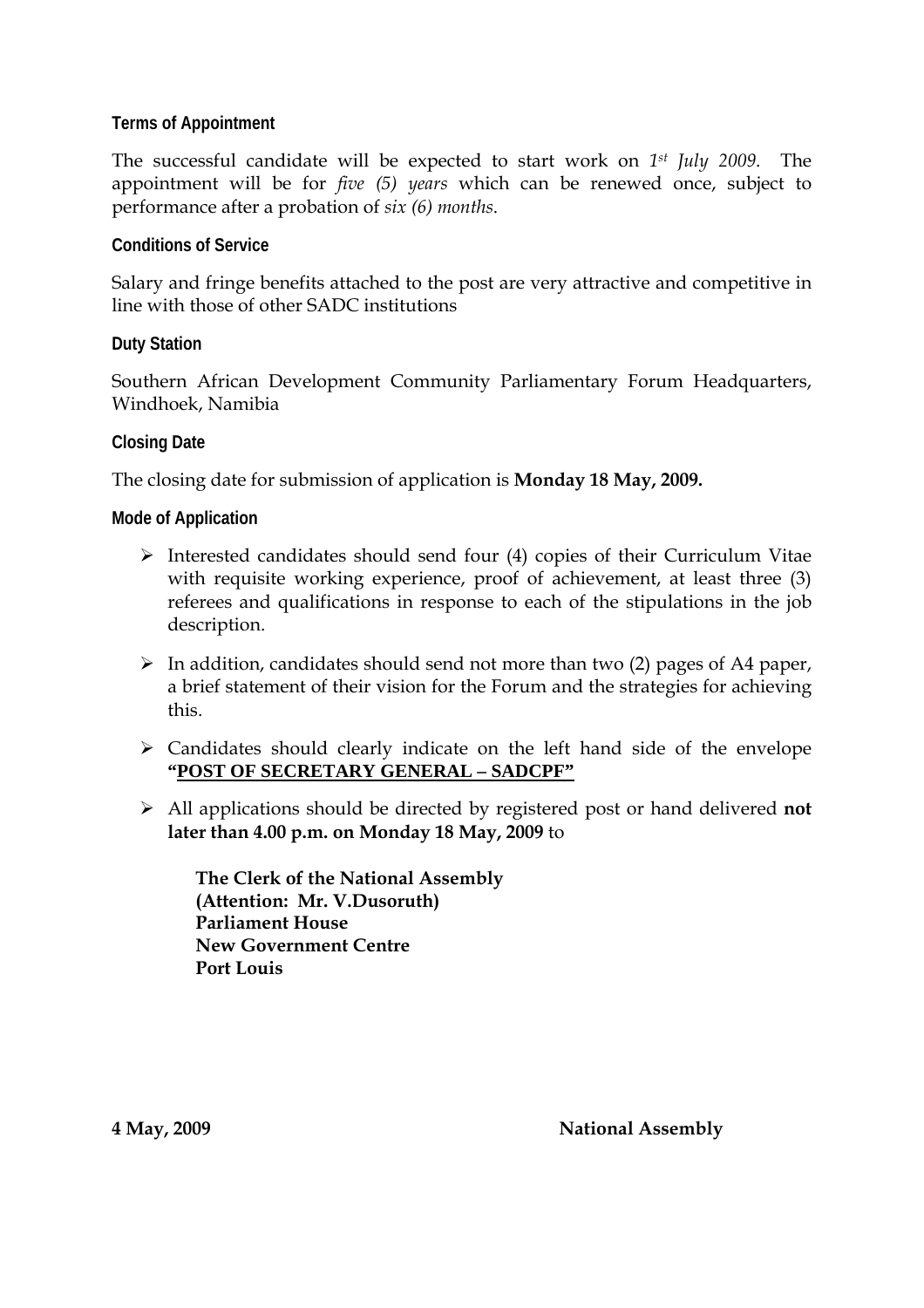### Terms of Appointment

The successful candidate will be expected to start work on *1st July 2009*. The appointment will be for *five (5) years* which can be renewed once, subject to performance after a probation of *six (6) months*.

### Conditions of Service

Salary and fringe benefits attached to the post are very attractive and competitive in line with those of other SADC institutions

### Duty Station

Southern African Development Community Parliamentary Forum Headquarters, Windhoek, Namibia

### Closing Date

The closing date for submission of application is **Monday 18 May, 2009.**

### Mode of Application

- Interested candidates should send four (4) copies of their Curriculum Vitae with requisite working experience, proof of achievement, at least three (3) referees and qualifications in response to each of the stipulations in the job description.
- In addition, candidates should send not more than two (2) pages of A4 paper, a brief statement of their vision for the Forum and the strategies for achieving this.
- Candidates should clearly indicate on the left hand side of the envelope **"POST OF SECRETARY GENERAL – SADCPF"**
- All applications should be directed by registered post or hand delivered **not later than 4.00 p.m. on Monday 18 May, 2009** to

  **The Clerk of the National Assembly**
  **(Attention: Mr. V.Dusoruth)**
  **Parliament House**
  **New Government Centre**
  **Port Louis**

**4 May, 2009** **National Assembly**